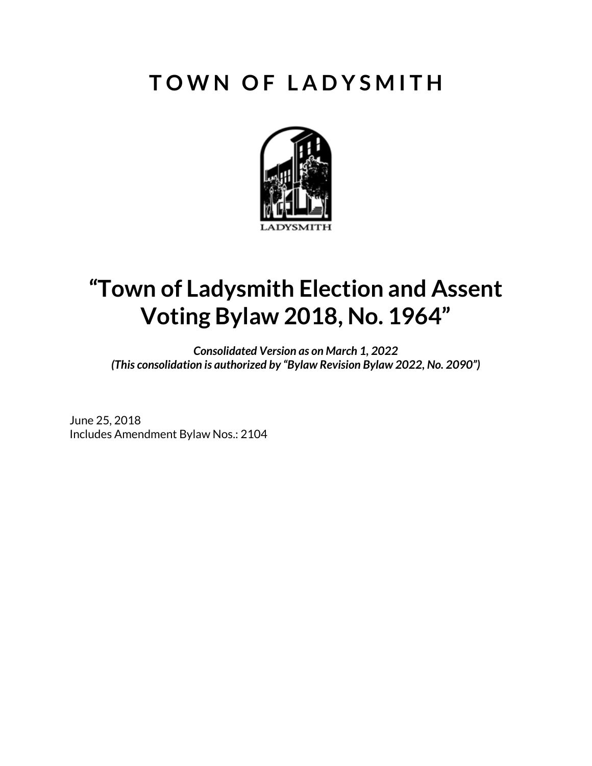# TOWN OF LADYSMITH

LADYSMITH

# "Town of Ladysmith Election and Assent Voting Bylaw 2018, No. 1964"

***Consolidated Version as on March 1, 2022***
***(This consolidation is authorized by "Bylaw Revision Bylaw 2022, No. 2090")***

June 25, 2018
Includes Amendment Bylaw Nos.: 2104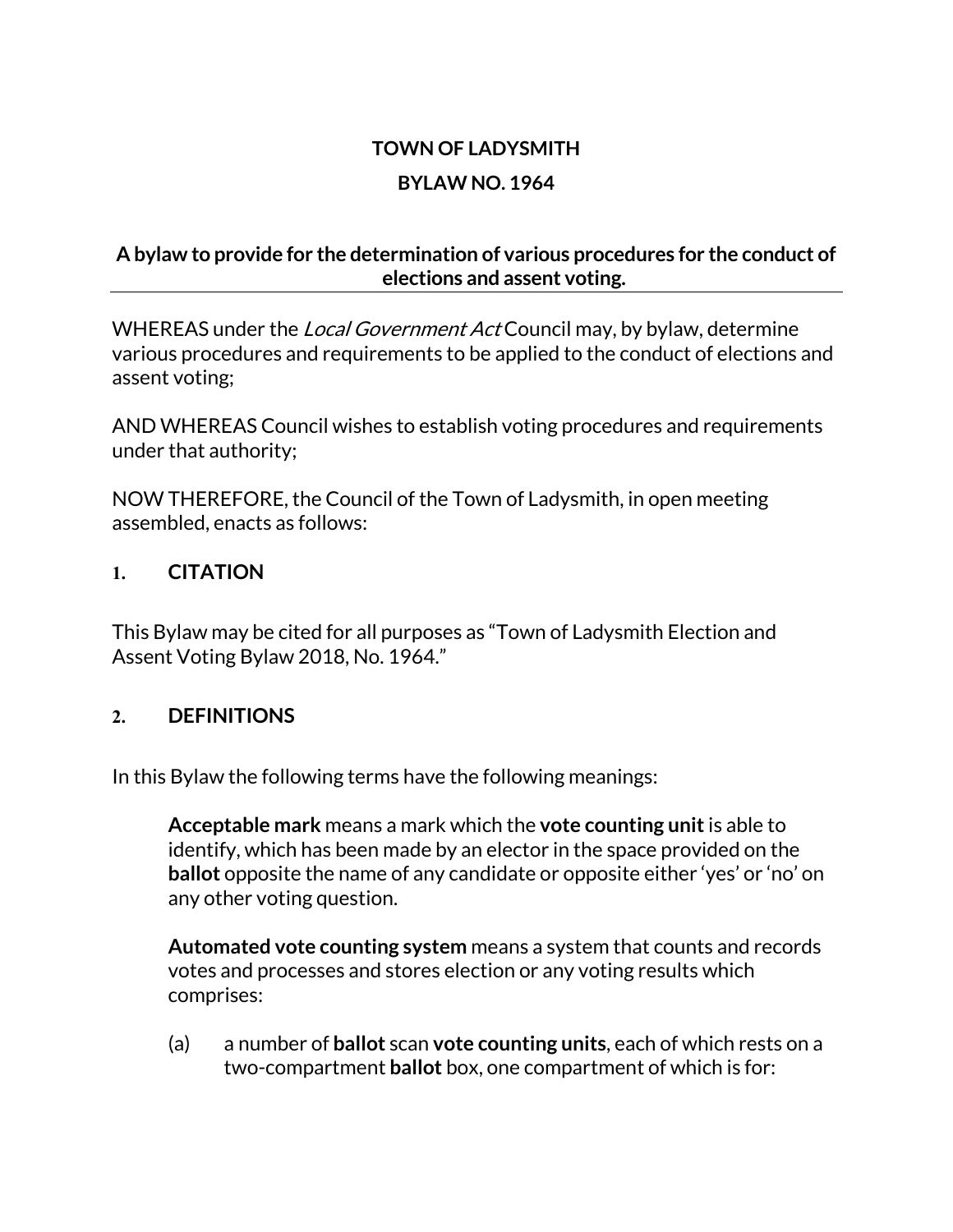**TOWN OF LADYSMITH**

**BYLAW NO. 1964**

**A bylaw to provide for the determination of various procedures for the conduct of elections and assent voting.**

---

WHEREAS under the *Local Government Act* Council may, by bylaw, determine various procedures and requirements to be applied to the conduct of elections and assent voting;

AND WHEREAS Council wishes to establish voting procedures and requirements under that authority;

NOW THEREFORE, the Council of the Town of Ladysmith, in open meeting assembled, enacts as follows:

## 1. CITATION

This Bylaw may be cited for all purposes as "Town of Ladysmith Election and Assent Voting Bylaw 2018, No. 1964."

## 2. DEFINITIONS

In this Bylaw the following terms have the following meanings:

**Acceptable mark** means a mark which the **vote counting unit** is able to identify, which has been made by an elector in the space provided on the **ballot** opposite the name of any candidate or opposite either 'yes' or 'no' on any other voting question.

**Automated vote counting system** means a system that counts and records votes and processes and stores election or any voting results which comprises:

(a) a number of **ballot** scan **vote counting units**, each of which rests on a two-compartment **ballot** box, one compartment of which is for: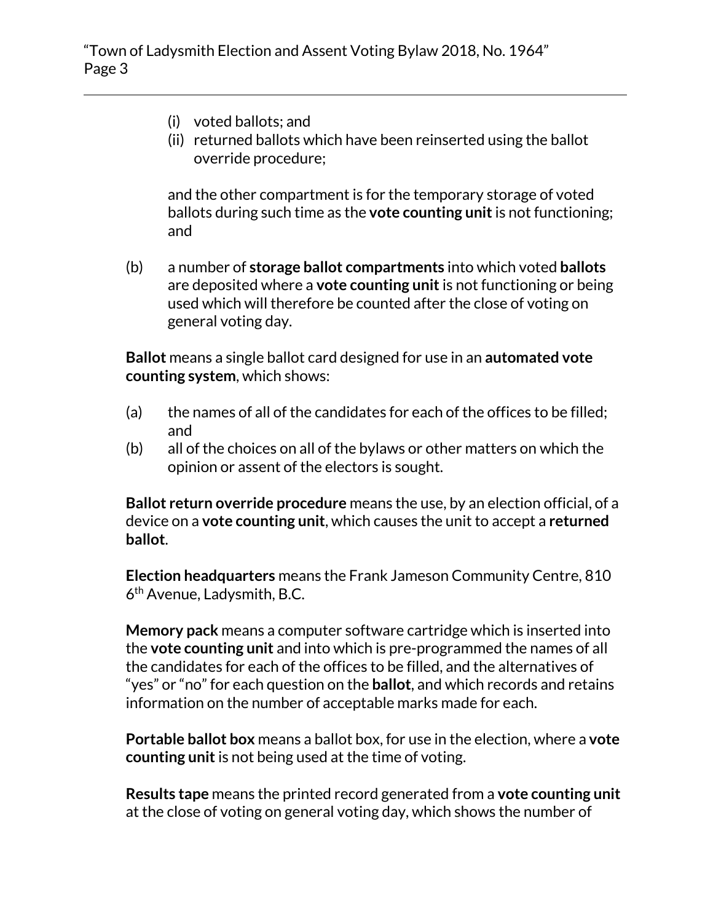(i) voted ballots; and
(ii) returned ballots which have been reinserted using the ballot override procedure;

and the other compartment is for the temporary storage of voted ballots during such time as the **vote counting unit** is not functioning; and

(b) a number of **storage ballot compartments** into which voted **ballots** are deposited where a **vote counting unit** is not functioning or being used which will therefore be counted after the close of voting on general voting day.

**Ballot** means a single ballot card designed for use in an **automated vote counting system**, which shows:

(a) the names of all of the candidates for each of the offices to be filled; and
(b) all of the choices on all of the bylaws or other matters on which the opinion or assent of the electors is sought.

**Ballot return override procedure** means the use, by an election official, of a device on a **vote counting unit**, which causes the unit to accept a **returned ballot**.

**Election headquarters** means the Frank Jameson Community Centre, 810 6th Avenue, Ladysmith, B.C.

**Memory pack** means a computer software cartridge which is inserted into the **vote counting unit** and into which is pre-programmed the names of all the candidates for each of the offices to be filled, and the alternatives of "yes" or "no" for each question on the **ballot**, and which records and retains information on the number of acceptable marks made for each.

**Portable ballot box** means a ballot box, for use in the election, where a **vote counting unit** is not being used at the time of voting.

**Results tape** means the printed record generated from a **vote counting unit** at the close of voting on general voting day, which shows the number of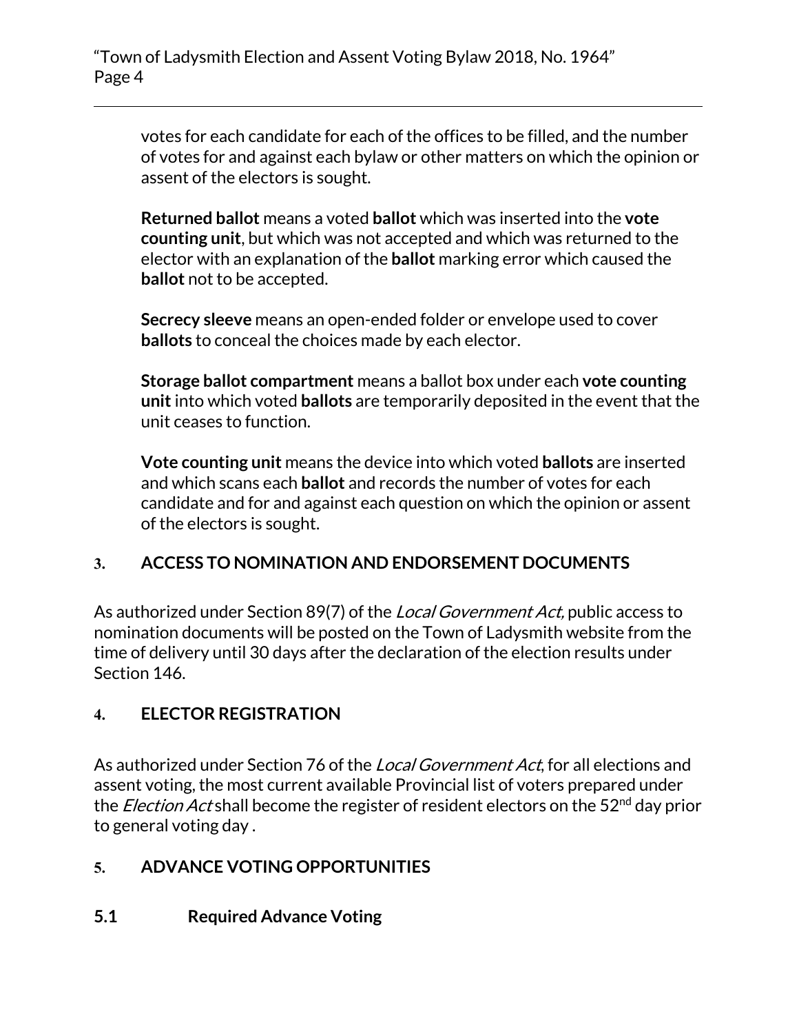votes for each candidate for each of the offices to be filled, and the number of votes for and against each bylaw or other matters on which the opinion or assent of the electors is sought.

**Returned ballot** means a voted **ballot** which was inserted into the **vote counting unit**, but which was not accepted and which was returned to the elector with an explanation of the **ballot** marking error which caused the **ballot** not to be accepted.

**Secrecy sleeve** means an open-ended folder or envelope used to cover **ballots** to conceal the choices made by each elector.

**Storage ballot compartment** means a ballot box under each **vote counting unit** into which voted **ballots** are temporarily deposited in the event that the unit ceases to function.

**Vote counting unit** means the device into which voted **ballots** are inserted and which scans each **ballot** and records the number of votes for each candidate and for and against each question on which the opinion or assent of the electors is sought.

## 3. ACCESS TO NOMINATION AND ENDORSEMENT DOCUMENTS

As authorized under Section 89(7) of the *Local Government Act,* public access to nomination documents will be posted on the Town of Ladysmith website from the time of delivery until 30 days after the declaration of the election results under Section 146.

## 4. ELECTOR REGISTRATION

As authorized under Section 76 of the *Local Government Act*, for all elections and assent voting, the most current available Provincial list of voters prepared under the *Election Act* shall become the register of resident electors on the 52nd day prior to general voting day .

## 5. ADVANCE VOTING OPPORTUNITIES

### 5.1 Required Advance Voting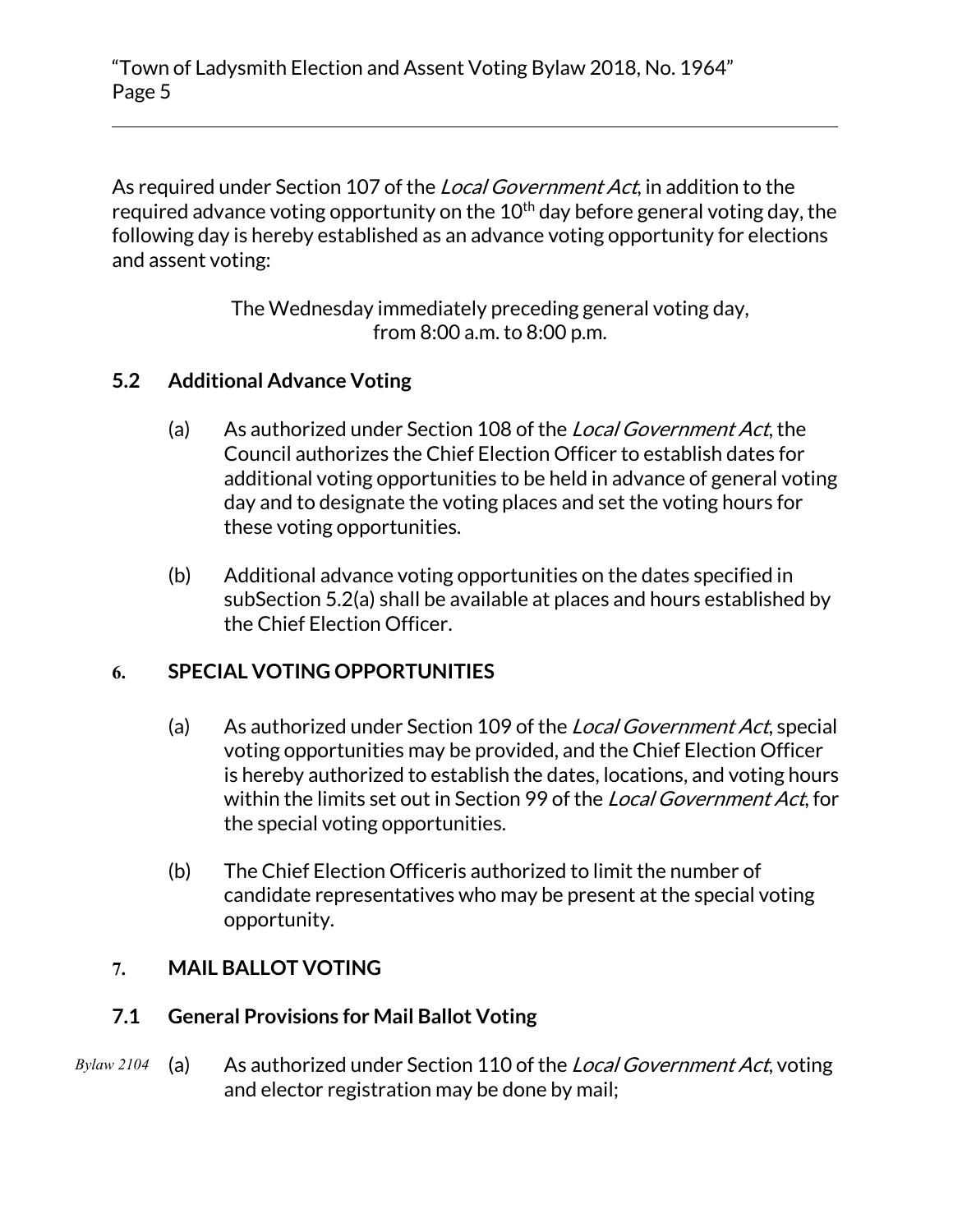As required under Section 107 of the *Local Government Act*, in addition to the required advance voting opportunity on the 10th day before general voting day, the following day is hereby established as an advance voting opportunity for elections and assent voting:

The Wednesday immediately preceding general voting day, from 8:00 a.m. to 8:00 p.m.

### 5.2 Additional Advance Voting

(a) As authorized under Section 108 of the *Local Government Act*, the Council authorizes the Chief Election Officer to establish dates for additional voting opportunities to be held in advance of general voting day and to designate the voting places and set the voting hours for these voting opportunities.

(b) Additional advance voting opportunities on the dates specified in subSection 5.2(a) shall be available at places and hours established by the Chief Election Officer.

## 6. SPECIAL VOTING OPPORTUNITIES

(a) As authorized under Section 109 of the *Local Government Act*, special voting opportunities may be provided, and the Chief Election Officer is hereby authorized to establish the dates, locations, and voting hours within the limits set out in Section 99 of the *Local Government Act*, for the special voting opportunities.

(b) The Chief Election Officeris authorized to limit the number of candidate representatives who may be present at the special voting opportunity.

## 7. MAIL BALLOT VOTING

### 7.1 General Provisions for Mail Ballot Voting

*Bylaw 2104* (a) As authorized under Section 110 of the *Local Government Act*, voting and elector registration may be done by mail;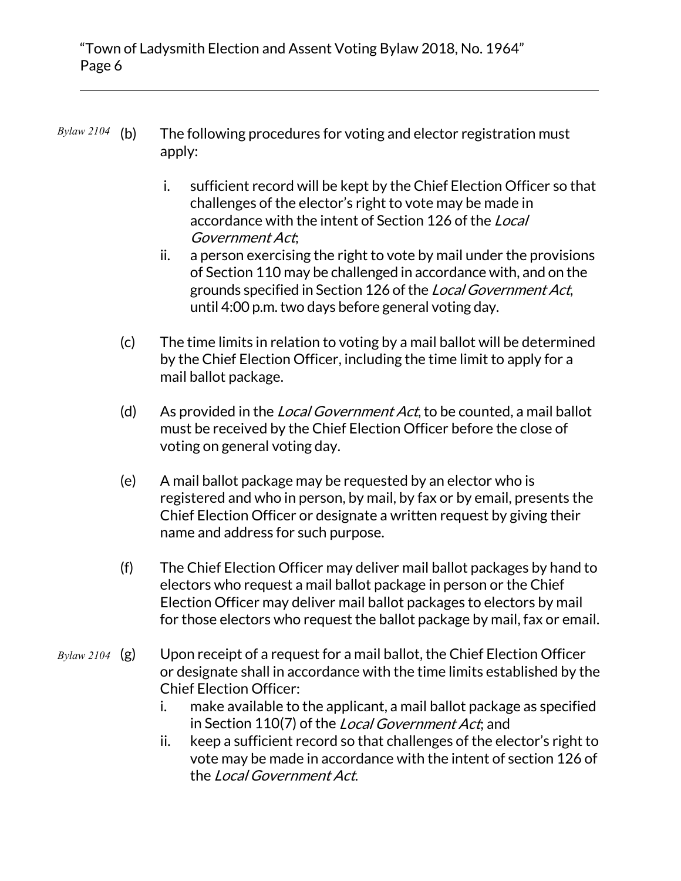*Bylaw 2104* (b) The following procedures for voting and elector registration must apply:

i. sufficient record will be kept by the Chief Election Officer so that challenges of the elector's right to vote may be made in accordance with the intent of Section 126 of the *Local Government Act*;

ii. a person exercising the right to vote by mail under the provisions of Section 110 may be challenged in accordance with, and on the grounds specified in Section 126 of the *Local Government Act*, until 4:00 p.m. two days before general voting day.

(c) The time limits in relation to voting by a mail ballot will be determined by the Chief Election Officer, including the time limit to apply for a mail ballot package.

(d) As provided in the *Local Government Act*, to be counted, a mail ballot must be received by the Chief Election Officer before the close of voting on general voting day.

(e) A mail ballot package may be requested by an elector who is registered and who in person, by mail, by fax or by email, presents the Chief Election Officer or designate a written request by giving their name and address for such purpose.

(f) The Chief Election Officer may deliver mail ballot packages by hand to electors who request a mail ballot package in person or the Chief Election Officer may deliver mail ballot packages to electors by mail for those electors who request the ballot package by mail, fax or email.

*Bylaw 2104* (g) Upon receipt of a request for a mail ballot, the Chief Election Officer or designate shall in accordance with the time limits established by the Chief Election Officer:

i. make available to the applicant, a mail ballot package as specified in Section 110(7) of the *Local Government Act*; and

ii. keep a sufficient record so that challenges of the elector's right to vote may be made in accordance with the intent of section 126 of the *Local Government Act*.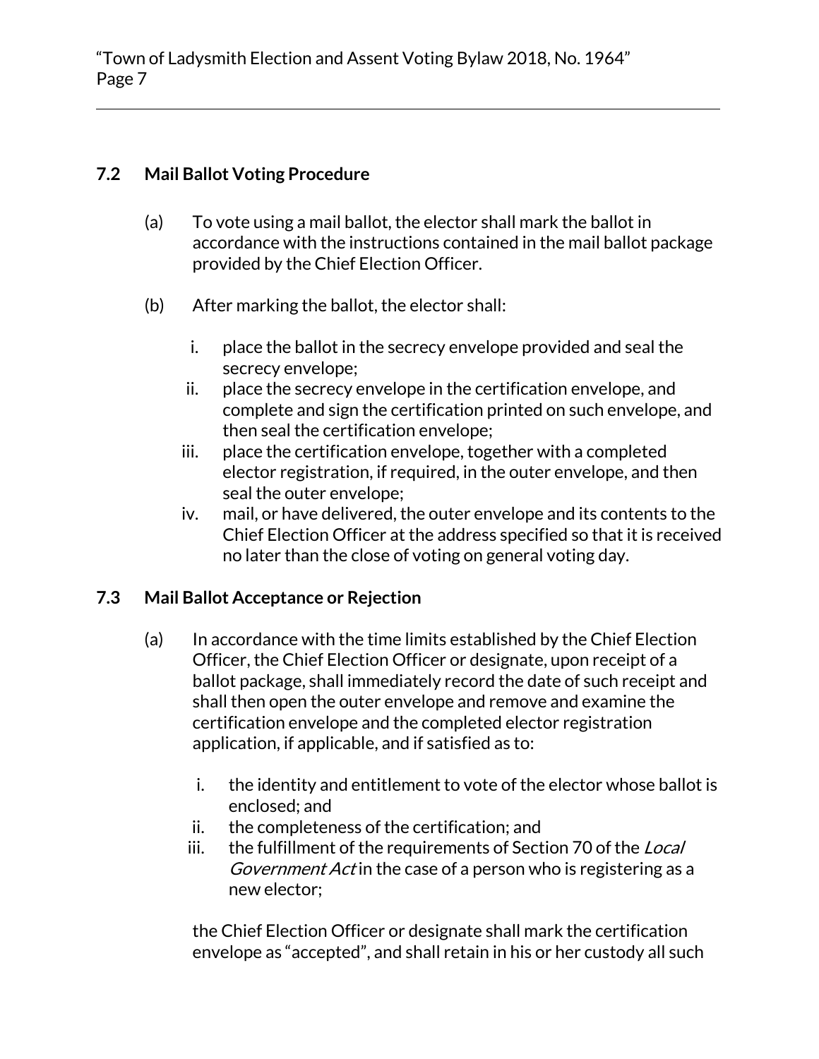### 7.2 Mail Ballot Voting Procedure

(a) To vote using a mail ballot, the elector shall mark the ballot in accordance with the instructions contained in the mail ballot package provided by the Chief Election Officer.

(b) After marking the ballot, the elector shall:

  i. place the ballot in the secrecy envelope provided and seal the secrecy envelope;
  ii. place the secrecy envelope in the certification envelope, and complete and sign the certification printed on such envelope, and then seal the certification envelope;
  iii. place the certification envelope, together with a completed elector registration, if required, in the outer envelope, and then seal the outer envelope;
  iv. mail, or have delivered, the outer envelope and its contents to the Chief Election Officer at the address specified so that it is received no later than the close of voting on general voting day.

### 7.3 Mail Ballot Acceptance or Rejection

(a) In accordance with the time limits established by the Chief Election Officer, the Chief Election Officer or designate, upon receipt of a ballot package, shall immediately record the date of such receipt and shall then open the outer envelope and remove and examine the certification envelope and the completed elector registration application, if applicable, and if satisfied as to:

  i. the identity and entitlement to vote of the elector whose ballot is enclosed; and
  ii. the completeness of the certification; and
  iii. the fulfillment of the requirements of Section 70 of the *Local Government Act* in the case of a person who is registering as a new elector;

the Chief Election Officer or designate shall mark the certification envelope as "accepted", and shall retain in his or her custody all such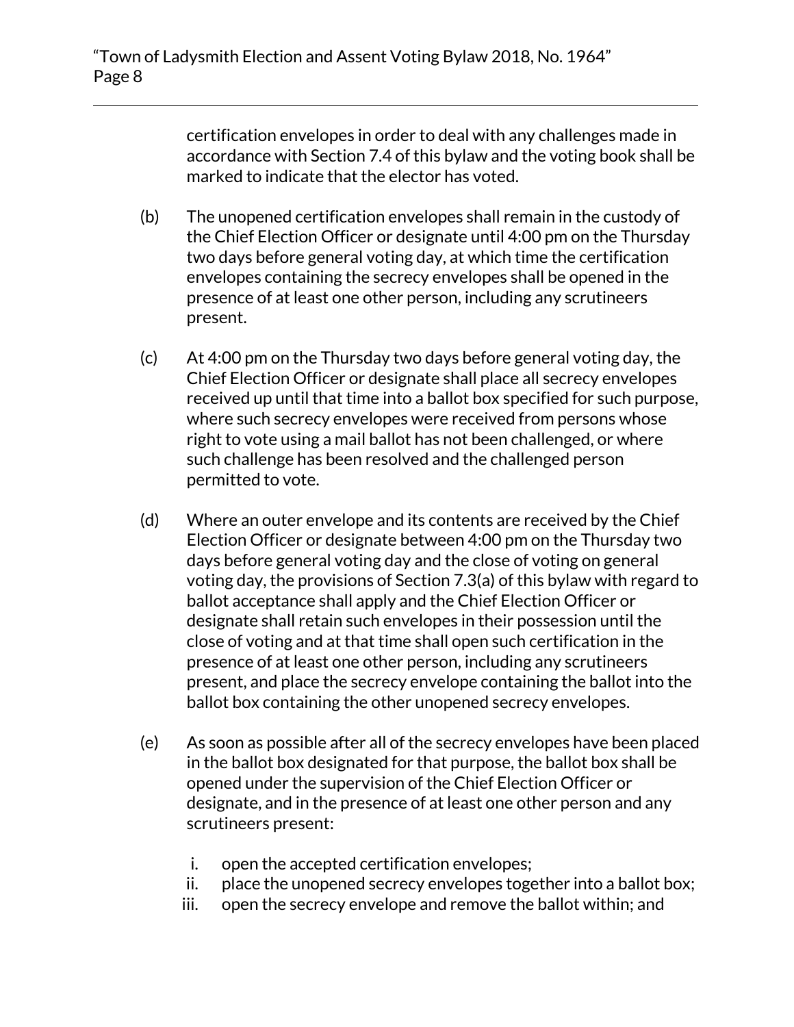certification envelopes in order to deal with any challenges made in accordance with Section 7.4 of this bylaw and the voting book shall be marked to indicate that the elector has voted.

(b) The unopened certification envelopes shall remain in the custody of the Chief Election Officer or designate until 4:00 pm on the Thursday two days before general voting day, at which time the certification envelopes containing the secrecy envelopes shall be opened in the presence of at least one other person, including any scrutineers present.

(c) At 4:00 pm on the Thursday two days before general voting day, the Chief Election Officer or designate shall place all secrecy envelopes received up until that time into a ballot box specified for such purpose, where such secrecy envelopes were received from persons whose right to vote using a mail ballot has not been challenged, or where such challenge has been resolved and the challenged person permitted to vote.

(d) Where an outer envelope and its contents are received by the Chief Election Officer or designate between 4:00 pm on the Thursday two days before general voting day and the close of voting on general voting day, the provisions of Section 7.3(a) of this bylaw with regard to ballot acceptance shall apply and the Chief Election Officer or designate shall retain such envelopes in their possession until the close of voting and at that time shall open such certification in the presence of at least one other person, including any scrutineers present, and place the secrecy envelope containing the ballot into the ballot box containing the other unopened secrecy envelopes.

(e) As soon as possible after all of the secrecy envelopes have been placed in the ballot box designated for that purpose, the ballot box shall be opened under the supervision of the Chief Election Officer or designate, and in the presence of at least one other person and any scrutineers present:

   i. open the accepted certification envelopes;
   ii. place the unopened secrecy envelopes together into a ballot box;
   iii. open the secrecy envelope and remove the ballot within; and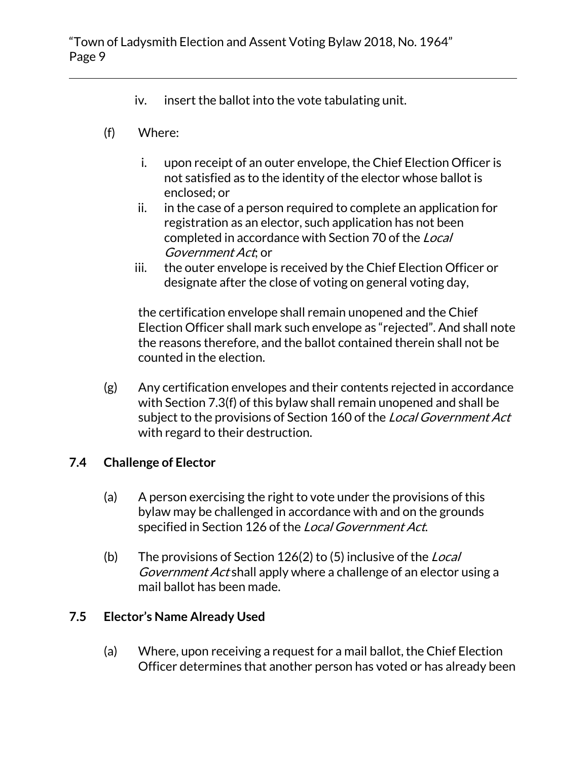iv. insert the ballot into the vote tabulating unit.

(f) Where:

i. upon receipt of an outer envelope, the Chief Election Officer is not satisfied as to the identity of the elector whose ballot is enclosed; or
ii. in the case of a person required to complete an application for registration as an elector, such application has not been completed in accordance with Section 70 of the *Local Government Act*; or
iii. the outer envelope is received by the Chief Election Officer or designate after the close of voting on general voting day,

the certification envelope shall remain unopened and the Chief Election Officer shall mark such envelope as "rejected". And shall note the reasons therefore, and the ballot contained therein shall not be counted in the election.

(g) Any certification envelopes and their contents rejected in accordance with Section 7.3(f) of this bylaw shall remain unopened and shall be subject to the provisions of Section 160 of the *Local Government Act* with regard to their destruction.

### 7.4 Challenge of Elector

(a) A person exercising the right to vote under the provisions of this bylaw may be challenged in accordance with and on the grounds specified in Section 126 of the *Local Government Act*.

(b) The provisions of Section 126(2) to (5) inclusive of the *Local Government Act* shall apply where a challenge of an elector using a mail ballot has been made.

### 7.5 Elector's Name Already Used

(a) Where, upon receiving a request for a mail ballot, the Chief Election Officer determines that another person has voted or has already been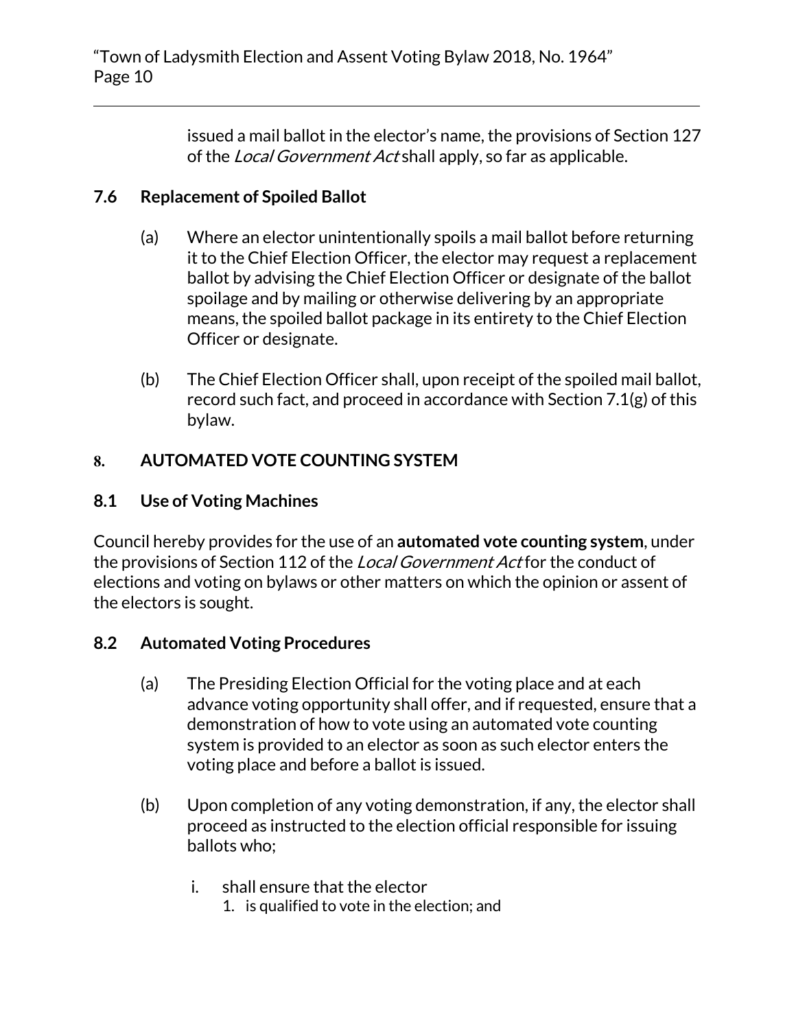issued a mail ballot in the elector's name, the provisions of Section 127 of the *Local Government Act* shall apply, so far as applicable.

### 7.6 Replacement of Spoiled Ballot

(a) Where an elector unintentionally spoils a mail ballot before returning it to the Chief Election Officer, the elector may request a replacement ballot by advising the Chief Election Officer or designate of the ballot spoilage and by mailing or otherwise delivering by an appropriate means, the spoiled ballot package in its entirety to the Chief Election Officer or designate.

(b) The Chief Election Officer shall, upon receipt of the spoiled mail ballot, record such fact, and proceed in accordance with Section 7.1(g) of this bylaw.

## 8. AUTOMATED VOTE COUNTING SYSTEM

### 8.1 Use of Voting Machines

Council hereby provides for the use of an **automated vote counting system**, under the provisions of Section 112 of the *Local Government Act* for the conduct of elections and voting on bylaws or other matters on which the opinion or assent of the electors is sought.

### 8.2 Automated Voting Procedures

(a) The Presiding Election Official for the voting place and at each advance voting opportunity shall offer, and if requested, ensure that a demonstration of how to vote using an automated vote counting system is provided to an elector as soon as such elector enters the voting place and before a ballot is issued.

(b) Upon completion of any voting demonstration, if any, the elector shall proceed as instructed to the election official responsible for issuing ballots who;

  i. shall ensure that the elector
     1. is qualified to vote in the election; and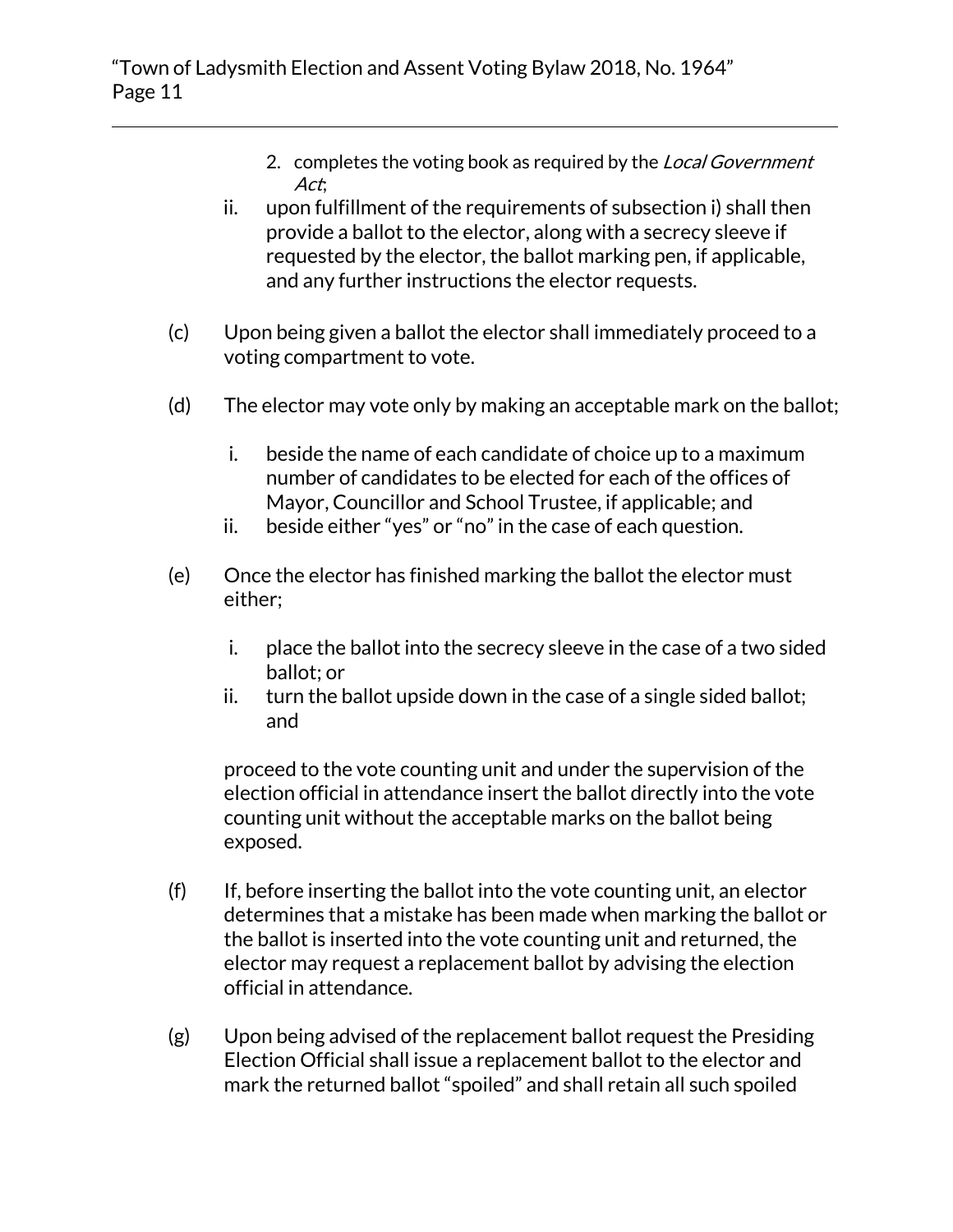2. completes the voting book as required by the *Local Government Act*;

ii. upon fulfillment of the requirements of subsection i) shall then provide a ballot to the elector, along with a secrecy sleeve if requested by the elector, the ballot marking pen, if applicable, and any further instructions the elector requests.

(c) Upon being given a ballot the elector shall immediately proceed to a voting compartment to vote.

(d) The elector may vote only by making an acceptable mark on the ballot;

i. beside the name of each candidate of choice up to a maximum number of candidates to be elected for each of the offices of Mayor, Councillor and School Trustee, if applicable; and

ii. beside either "yes" or "no" in the case of each question.

(e) Once the elector has finished marking the ballot the elector must either;

i. place the ballot into the secrecy sleeve in the case of a two sided ballot; or

ii. turn the ballot upside down in the case of a single sided ballot; and

proceed to the vote counting unit and under the supervision of the election official in attendance insert the ballot directly into the vote counting unit without the acceptable marks on the ballot being exposed.

(f) If, before inserting the ballot into the vote counting unit, an elector determines that a mistake has been made when marking the ballot or the ballot is inserted into the vote counting unit and returned, the elector may request a replacement ballot by advising the election official in attendance.

(g) Upon being advised of the replacement ballot request the Presiding Election Official shall issue a replacement ballot to the elector and mark the returned ballot "spoiled" and shall retain all such spoiled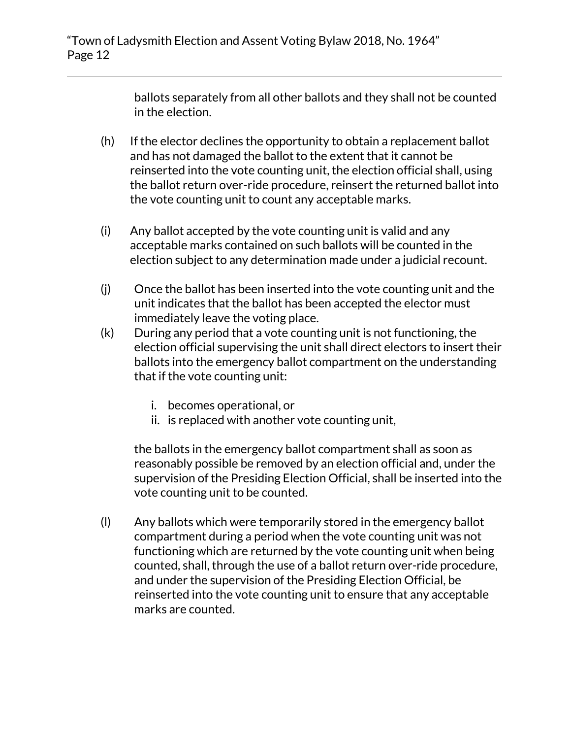ballots separately from all other ballots and they shall not be counted in the election.

(h) If the elector declines the opportunity to obtain a replacement ballot and has not damaged the ballot to the extent that it cannot be reinserted into the vote counting unit, the election official shall, using the ballot return over-ride procedure, reinsert the returned ballot into the vote counting unit to count any acceptable marks.

(i) Any ballot accepted by the vote counting unit is valid and any acceptable marks contained on such ballots will be counted in the election subject to any determination made under a judicial recount.

(j) Once the ballot has been inserted into the vote counting unit and the unit indicates that the ballot has been accepted the elector must immediately leave the voting place.

(k) During any period that a vote counting unit is not functioning, the election official supervising the unit shall direct electors to insert their ballots into the emergency ballot compartment on the understanding that if the vote counting unit:

  i. becomes operational, or
  ii. is replaced with another vote counting unit,

  the ballots in the emergency ballot compartment shall as soon as reasonably possible be removed by an election official and, under the supervision of the Presiding Election Official, shall be inserted into the vote counting unit to be counted.

(l) Any ballots which were temporarily stored in the emergency ballot compartment during a period when the vote counting unit was not functioning which are returned by the vote counting unit when being counted, shall, through the use of a ballot return over-ride procedure, and under the supervision of the Presiding Election Official, be reinserted into the vote counting unit to ensure that any acceptable marks are counted.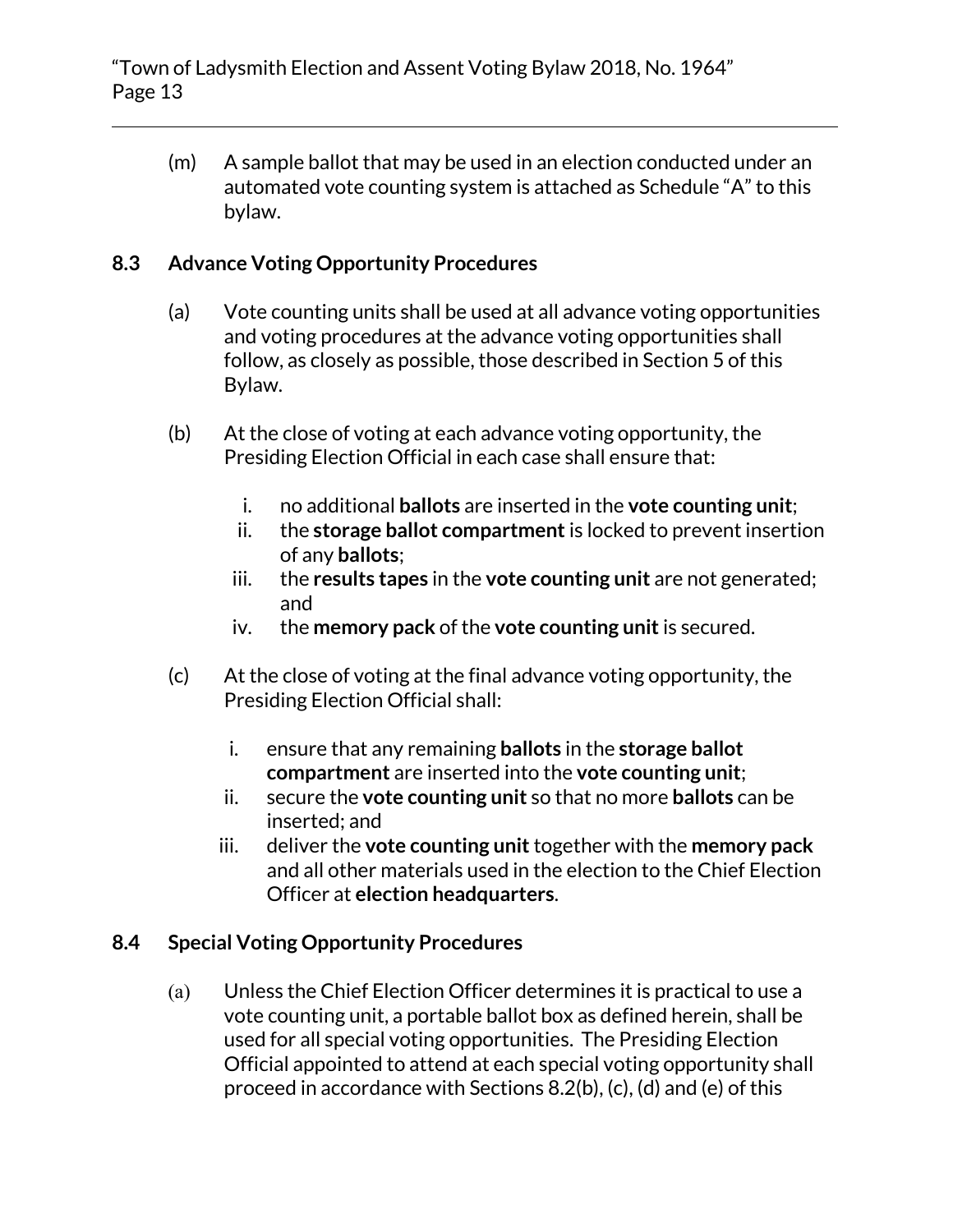(m) A sample ballot that may be used in an election conducted under an automated vote counting system is attached as Schedule "A" to this bylaw.

### 8.3 Advance Voting Opportunity Procedures

(a) Vote counting units shall be used at all advance voting opportunities and voting procedures at the advance voting opportunities shall follow, as closely as possible, those described in Section 5 of this Bylaw.

(b) At the close of voting at each advance voting opportunity, the Presiding Election Official in each case shall ensure that:

  i. no additional **ballots** are inserted in the **vote counting unit**;
  ii. the **storage ballot compartment** is locked to prevent insertion of any **ballots**;
  iii. the **results tapes** in the **vote counting unit** are not generated; and
  iv. the **memory pack** of the **vote counting unit** is secured.

(c) At the close of voting at the final advance voting opportunity, the Presiding Election Official shall:

  i. ensure that any remaining **ballots** in the **storage ballot compartment** are inserted into the **vote counting unit**;
  ii. secure the **vote counting unit** so that no more **ballots** can be inserted; and
  iii. deliver the **vote counting unit** together with the **memory pack** and all other materials used in the election to the Chief Election Officer at **election headquarters**.

### 8.4 Special Voting Opportunity Procedures

(a) Unless the Chief Election Officer determines it is practical to use a vote counting unit, a portable ballot box as defined herein, shall be used for all special voting opportunities. The Presiding Election Official appointed to attend at each special voting opportunity shall proceed in accordance with Sections 8.2(b), (c), (d) and (e) of this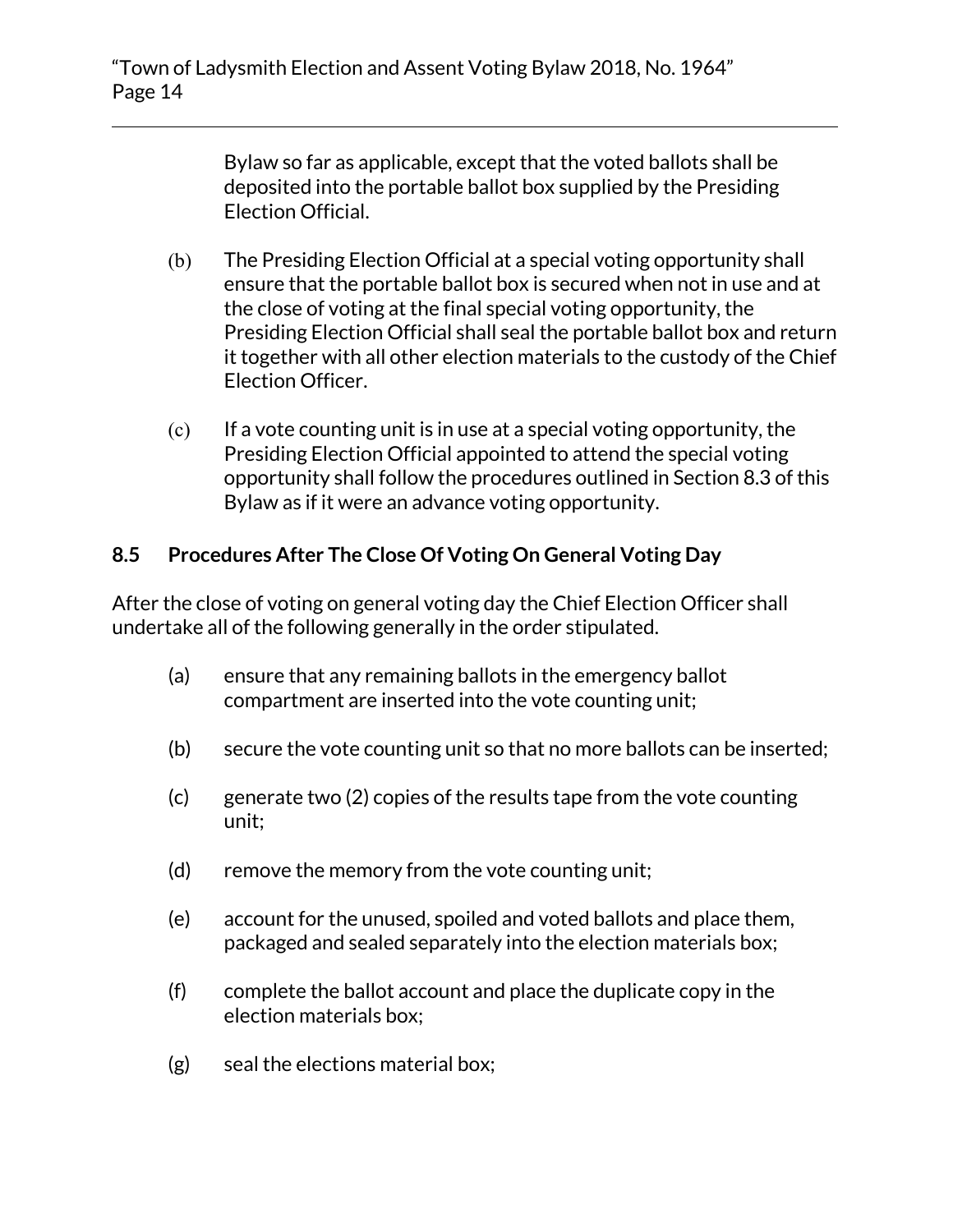Bylaw so far as applicable, except that the voted ballots shall be deposited into the portable ballot box supplied by the Presiding Election Official.

(b) The Presiding Election Official at a special voting opportunity shall ensure that the portable ballot box is secured when not in use and at the close of voting at the final special voting opportunity, the Presiding Election Official shall seal the portable ballot box and return it together with all other election materials to the custody of the Chief Election Officer.

(c) If a vote counting unit is in use at a special voting opportunity, the Presiding Election Official appointed to attend the special voting opportunity shall follow the procedures outlined in Section 8.3 of this Bylaw as if it were an advance voting opportunity.

### 8.5 Procedures After The Close Of Voting On General Voting Day

After the close of voting on general voting day the Chief Election Officer shall undertake all of the following generally in the order stipulated.

(a) ensure that any remaining ballots in the emergency ballot compartment are inserted into the vote counting unit;

(b) secure the vote counting unit so that no more ballots can be inserted;

(c) generate two (2) copies of the results tape from the vote counting unit;

(d) remove the memory from the vote counting unit;

(e) account for the unused, spoiled and voted ballots and place them, packaged and sealed separately into the election materials box;

(f) complete the ballot account and place the duplicate copy in the election materials box;

(g) seal the elections material box;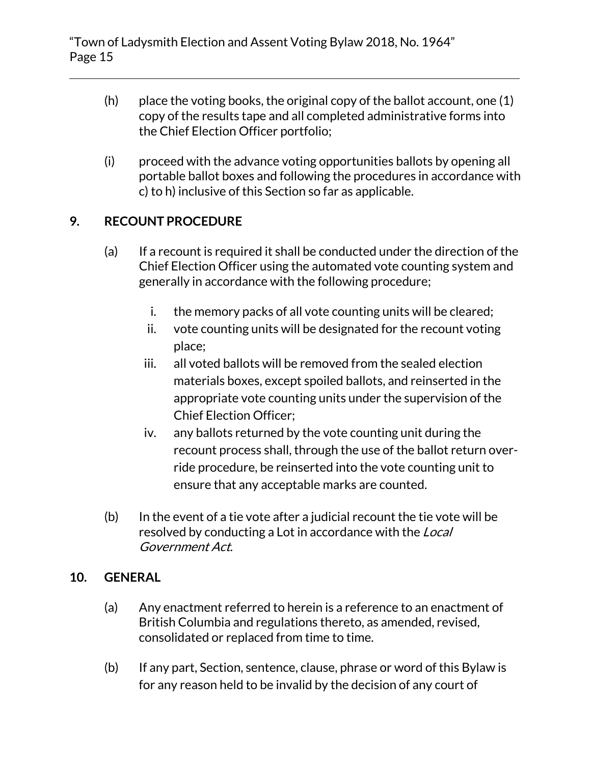(h) place the voting books, the original copy of the ballot account, one (1) copy of the results tape and all completed administrative forms into the Chief Election Officer portfolio;

(i) proceed with the advance voting opportunities ballots by opening all portable ballot boxes and following the procedures in accordance with c) to h) inclusive of this Section so far as applicable.

## 9. RECOUNT PROCEDURE

(a) If a recount is required it shall be conducted under the direction of the Chief Election Officer using the automated vote counting system and generally in accordance with the following procedure;

  i. the memory packs of all vote counting units will be cleared;
  ii. vote counting units will be designated for the recount voting place;
  iii. all voted ballots will be removed from the sealed election materials boxes, except spoiled ballots, and reinserted in the appropriate vote counting units under the supervision of the Chief Election Officer;
  iv. any ballots returned by the vote counting unit during the recount process shall, through the use of the ballot return over-ride procedure, be reinserted into the vote counting unit to ensure that any acceptable marks are counted.

(b) In the event of a tie vote after a judicial recount the tie vote will be resolved by conducting a Lot in accordance with the *Local Government Act*.

## 10. GENERAL

(a) Any enactment referred to herein is a reference to an enactment of British Columbia and regulations thereto, as amended, revised, consolidated or replaced from time to time.

(b) If any part, Section, sentence, clause, phrase or word of this Bylaw is for any reason held to be invalid by the decision of any court of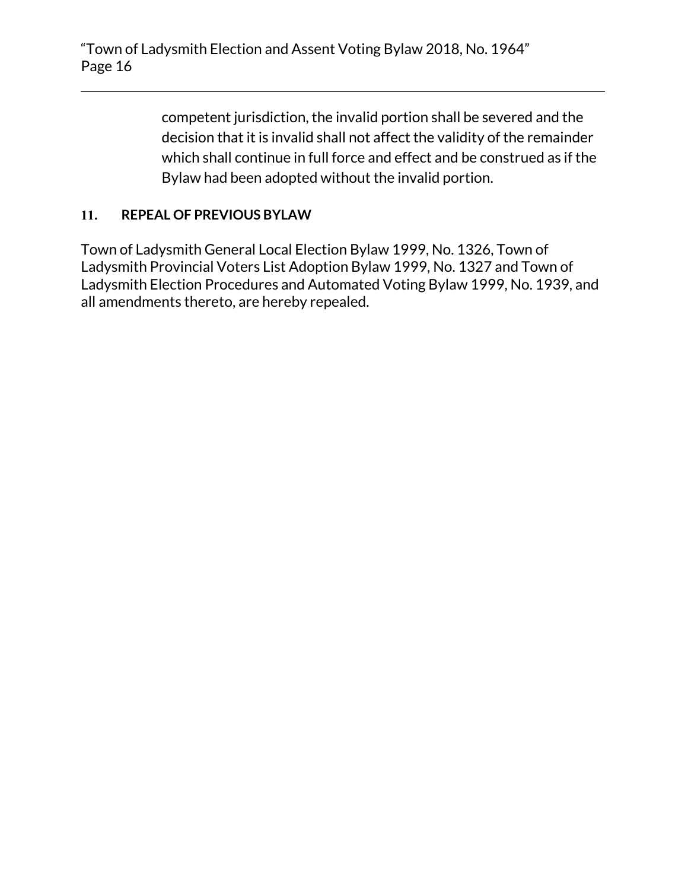competent jurisdiction, the invalid portion shall be severed and the decision that it is invalid shall not affect the validity of the remainder which shall continue in full force and effect and be construed as if the Bylaw had been adopted without the invalid portion.

## 11. REPEAL OF PREVIOUS BYLAW

Town of Ladysmith General Local Election Bylaw 1999, No. 1326, Town of Ladysmith Provincial Voters List Adoption Bylaw 1999, No. 1327 and Town of Ladysmith Election Procedures and Automated Voting Bylaw 1999, No. 1939, and all amendments thereto, are hereby repealed.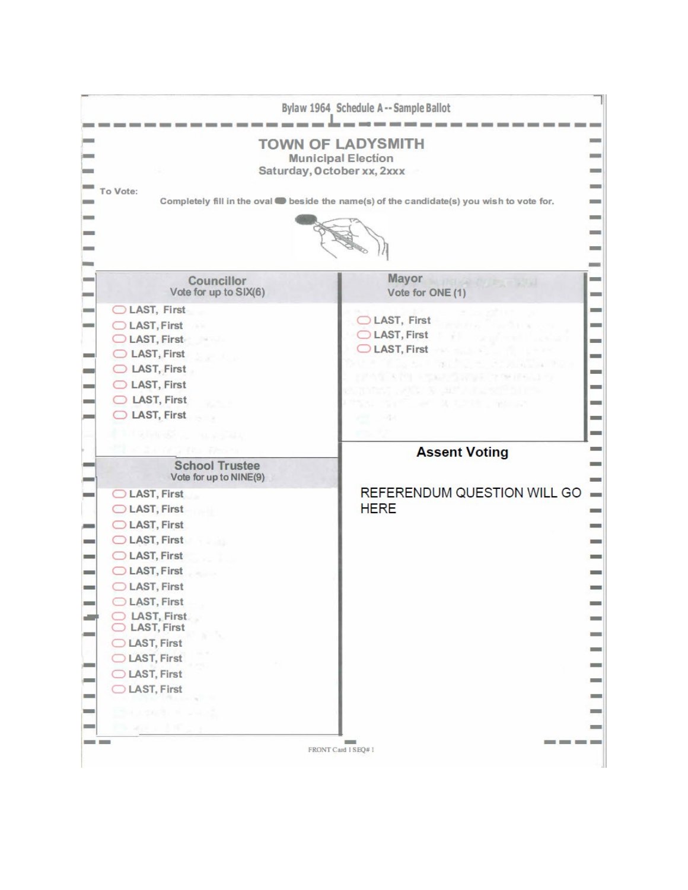Bylaw 1964 Schedule A -- Sample Ballot

# TOWN OF LADYSMITH

## Municipal Election

Saturday, October xx, 2xxx

To Vote:

Completely fill in the oval beside the name(s) of the candidate(s) you wish to vote for.

### Councillor

Vote for up to SIX(6)

- LAST, First
- LAST, First
- LAST, First
- LAST, First
- LAST, First
- LAST, First
- LAST, First
- LAST, First

### Mayor

Vote for ONE (1)

- LAST, First
- LAST, First
- LAST, First

### School Trustee

Vote for up to NINE(9)

- LAST, First
- LAST, First
- LAST, First
- LAST, First
- LAST, First
- LAST, First
- LAST, First
- LAST, First
- LAST, First
- LAST, First
- LAST, First
- LAST, First
- LAST, First
- LAST, First

### Assent Voting

REFERENDUM QUESTION WILL GO HERE

FRONT Card 1 SEQ# 1